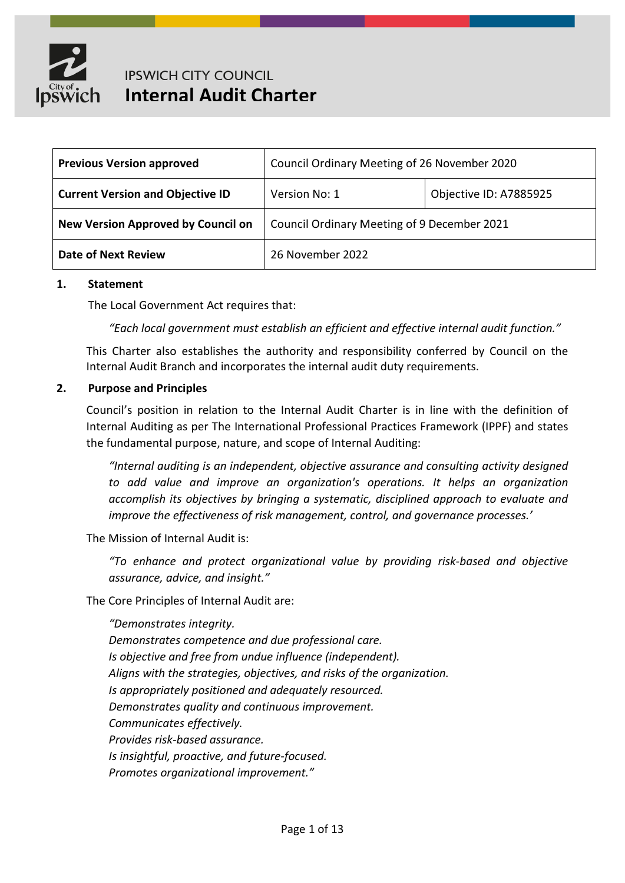IPSWICH CITY COUNCIL

# Internal Audit Charter

| Previous Version approved | Council Ordinary Meeting of 26 November 2020 | |
|---|---|---|
| Current Version and Objective ID | Version No: 1 | Objective ID: A7885925 |
| New Version Approved by Council on | Council Ordinary Meeting of 9 December 2021 | |
| Date of Next Review | 26 November 2022 | |

## 1. Statement

The Local Government Act requires that:

> *"Each local government must establish an efficient and effective internal audit function."*

This Charter also establishes the authority and responsibility conferred by Council on the Internal Audit Branch and incorporates the internal audit duty requirements.

## 2. Purpose and Principles

Council's position in relation to the Internal Audit Charter is in line with the definition of Internal Auditing as per The International Professional Practices Framework (IPPF) and states the fundamental purpose, nature, and scope of Internal Auditing:

> *"Internal auditing is an independent, objective assurance and consulting activity designed to add value and improve an organization's operations. It helps an organization accomplish its objectives by bringing a systematic, disciplined approach to evaluate and improve the effectiveness of risk management, control, and governance processes.'*

The Mission of Internal Audit is:

> *"To enhance and protect organizational value by providing risk-based and objective assurance, advice, and insight."*

The Core Principles of Internal Audit are:

> *"Demonstrates integrity.*
> *Demonstrates competence and due professional care.*
> *Is objective and free from undue influence (independent).*
> *Aligns with the strategies, objectives, and risks of the organization.*
> *Is appropriately positioned and adequately resourced.*
> *Demonstrates quality and continuous improvement.*
> *Communicates effectively.*
> *Provides risk-based assurance.*
> *Is insightful, proactive, and future-focused.*
> *Promotes organizational improvement."*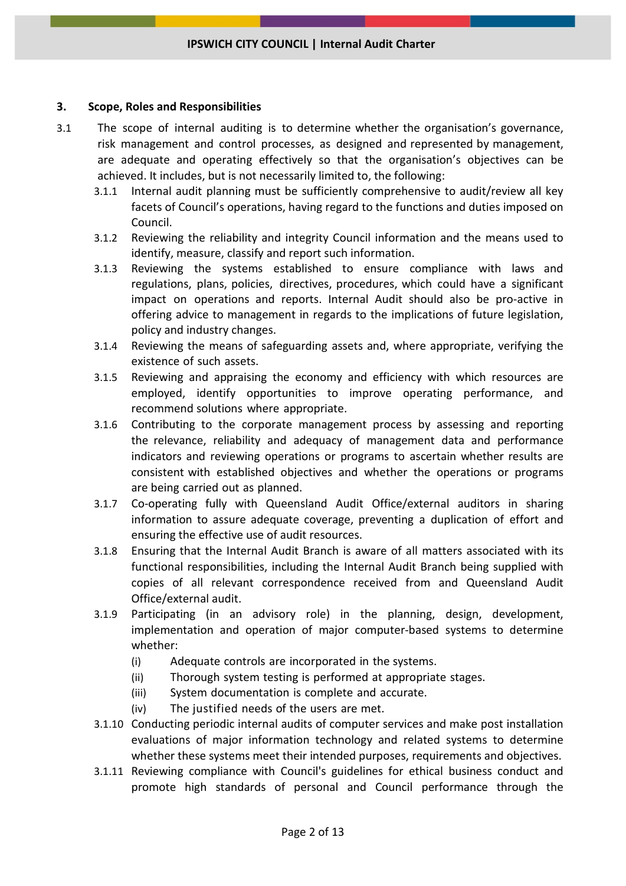## 3. Scope, Roles and Responsibilities

3.1 The scope of internal auditing is to determine whether the organisation's governance, risk management and control processes, as designed and represented by management, are adequate and operating effectively so that the organisation's objectives can be achieved. It includes, but is not necessarily limited to, the following:

- 3.1.1 Internal audit planning must be sufficiently comprehensive to audit/review all key facets of Council's operations, having regard to the functions and duties imposed on Council.
- 3.1.2 Reviewing the reliability and integrity Council information and the means used to identify, measure, classify and report such information.
- 3.1.3 Reviewing the systems established to ensure compliance with laws and regulations, plans, policies, directives, procedures, which could have a significant impact on operations and reports. Internal Audit should also be pro-active in offering advice to management in regards to the implications of future legislation, policy and industry changes.
- 3.1.4 Reviewing the means of safeguarding assets and, where appropriate, verifying the existence of such assets.
- 3.1.5 Reviewing and appraising the economy and efficiency with which resources are employed, identify opportunities to improve operating performance, and recommend solutions where appropriate.
- 3.1.6 Contributing to the corporate management process by assessing and reporting the relevance, reliability and adequacy of management data and performance indicators and reviewing operations or programs to ascertain whether results are consistent with established objectives and whether the operations or programs are being carried out as planned.
- 3.1.7 Co-operating fully with Queensland Audit Office/external auditors in sharing information to assure adequate coverage, preventing a duplication of effort and ensuring the effective use of audit resources.
- 3.1.8 Ensuring that the Internal Audit Branch is aware of all matters associated with its functional responsibilities, including the Internal Audit Branch being supplied with copies of all relevant correspondence received from and Queensland Audit Office/external audit.
- 3.1.9 Participating (in an advisory role) in the planning, design, development, implementation and operation of major computer-based systems to determine whether:
  - (i) Adequate controls are incorporated in the systems.
  - (ii) Thorough system testing is performed at appropriate stages.
  - (iii) System documentation is complete and accurate.
  - (iv) The justified needs of the users are met.
- 3.1.10 Conducting periodic internal audits of computer services and make post installation evaluations of major information technology and related systems to determine whether these systems meet their intended purposes, requirements and objectives.
- 3.1.11 Reviewing compliance with Council's guidelines for ethical business conduct and promote high standards of personal and Council performance through the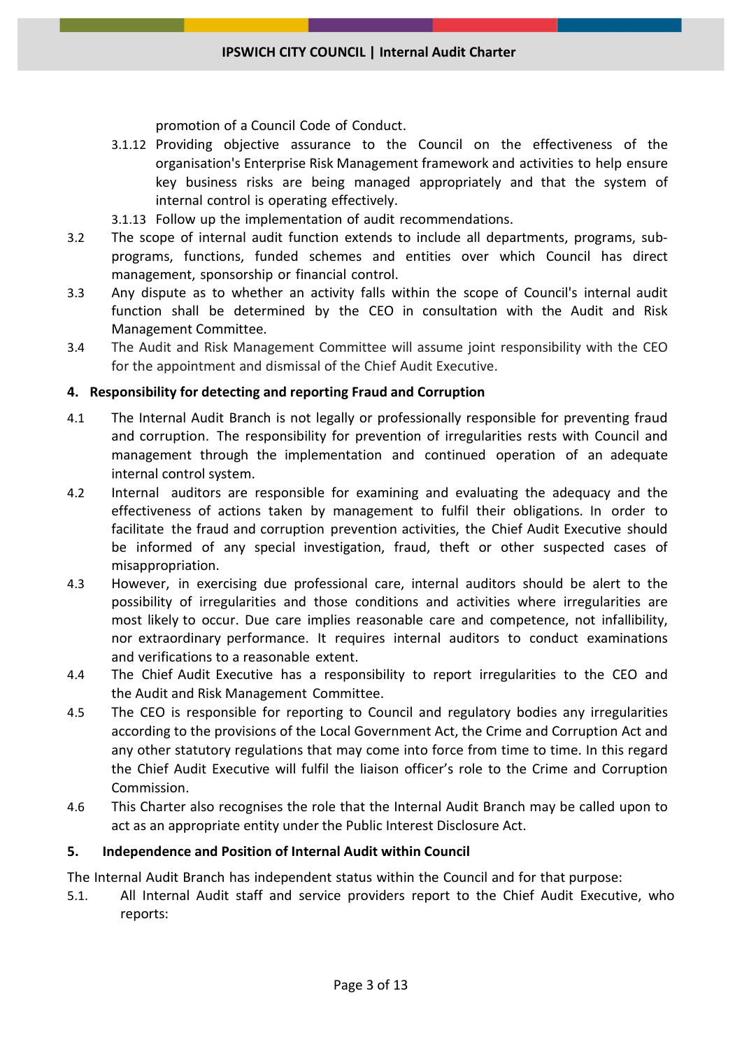promotion of a Council Code of Conduct.

3.1.12 Providing objective assurance to the Council on the effectiveness of the organisation's Enterprise Risk Management framework and activities to help ensure key business risks are being managed appropriately and that the system of internal control is operating effectively.

3.1.13 Follow up the implementation of audit recommendations.

3.2 The scope of internal audit function extends to include all departments, programs, sub-programs, functions, funded schemes and entities over which Council has direct management, sponsorship or financial control.

3.3 Any dispute as to whether an activity falls within the scope of Council's internal audit function shall be determined by the CEO in consultation with the Audit and Risk Management Committee.

3.4 The Audit and Risk Management Committee will assume joint responsibility with the CEO for the appointment and dismissal of the Chief Audit Executive.

## 4. Responsibility for detecting and reporting Fraud and Corruption

4.1 The Internal Audit Branch is not legally or professionally responsible for preventing fraud and corruption. The responsibility for prevention of irregularities rests with Council and management through the implementation and continued operation of an adequate internal control system.

4.2 Internal auditors are responsible for examining and evaluating the adequacy and the effectiveness of actions taken by management to fulfil their obligations. In order to facilitate the fraud and corruption prevention activities, the Chief Audit Executive should be informed of any special investigation, fraud, theft or other suspected cases of misappropriation.

4.3 However, in exercising due professional care, internal auditors should be alert to the possibility of irregularities and those conditions and activities where irregularities are most likely to occur. Due care implies reasonable care and competence, not infallibility, nor extraordinary performance. It requires internal auditors to conduct examinations and verifications to a reasonable extent.

4.4 The Chief Audit Executive has a responsibility to report irregularities to the CEO and the Audit and Risk Management Committee.

4.5 The CEO is responsible for reporting to Council and regulatory bodies any irregularities according to the provisions of the Local Government Act, the Crime and Corruption Act and any other statutory regulations that may come into force from time to time. In this regard the Chief Audit Executive will fulfil the liaison officer's role to the Crime and Corruption Commission.

4.6 This Charter also recognises the role that the Internal Audit Branch may be called upon to act as an appropriate entity under the Public Interest Disclosure Act.

## 5. Independence and Position of Internal Audit within Council

The Internal Audit Branch has independent status within the Council and for that purpose:

5.1. All Internal Audit staff and service providers report to the Chief Audit Executive, who reports: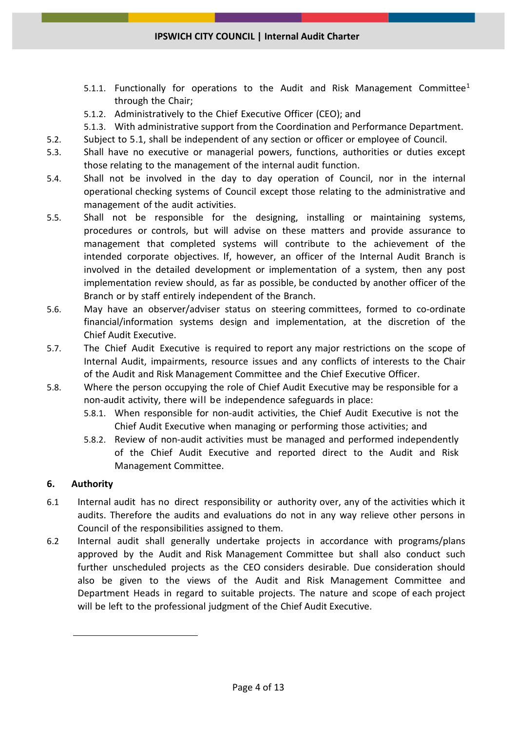- 5.1.1. Functionally for operations to the Audit and Risk Management Committee[1] through the Chair;
- 5.1.2. Administratively to the Chief Executive Officer (CEO); and
- 5.1.3. With administrative support from the Coordination and Performance Department.

5.2. Subject to 5.1, shall be independent of any section or officer or employee of Council.

5.3. Shall have no executive or managerial powers, functions, authorities or duties except those relating to the management of the internal audit function.

5.4. Shall not be involved in the day to day operation of Council, nor in the internal operational checking systems of Council except those relating to the administrative and management of the audit activities.

5.5. Shall not be responsible for the designing, installing or maintaining systems, procedures or controls, but will advise on these matters and provide assurance to management that completed systems will contribute to the achievement of the intended corporate objectives. If, however, an officer of the Internal Audit Branch is involved in the detailed development or implementation of a system, then any post implementation review should, as far as possible, be conducted by another officer of the Branch or by staff entirely independent of the Branch.

5.6. May have an observer/adviser status on steering committees, formed to co-ordinate financial/information systems design and implementation, at the discretion of the Chief Audit Executive.

5.7. The Chief Audit Executive is required to report any major restrictions on the scope of Internal Audit, impairments, resource issues and any conflicts of interests to the Chair of the Audit and Risk Management Committee and the Chief Executive Officer.

5.8. Where the person occupying the role of Chief Audit Executive may be responsible for a non-audit activity, there will be independence safeguards in place:

- 5.8.1. When responsible for non-audit activities, the Chief Audit Executive is not the Chief Audit Executive when managing or performing those activities; and
- 5.8.2. Review of non-audit activities must be managed and performed independently of the Chief Audit Executive and reported direct to the Audit and Risk Management Committee.

## 6. Authority

6.1 Internal audit has no direct responsibility or authority over, any of the activities which it audits. Therefore the audits and evaluations do not in any way relieve other persons in Council of the responsibilities assigned to them.

6.2 Internal audit shall generally undertake projects in accordance with programs/plans approved by the Audit and Risk Management Committee but shall also conduct such further unscheduled projects as the CEO considers desirable. Due consideration should also be given to the views of the Audit and Risk Management Committee and Department Heads in regard to suitable projects. The nature and scope of each project will be left to the professional judgment of the Chief Audit Executive.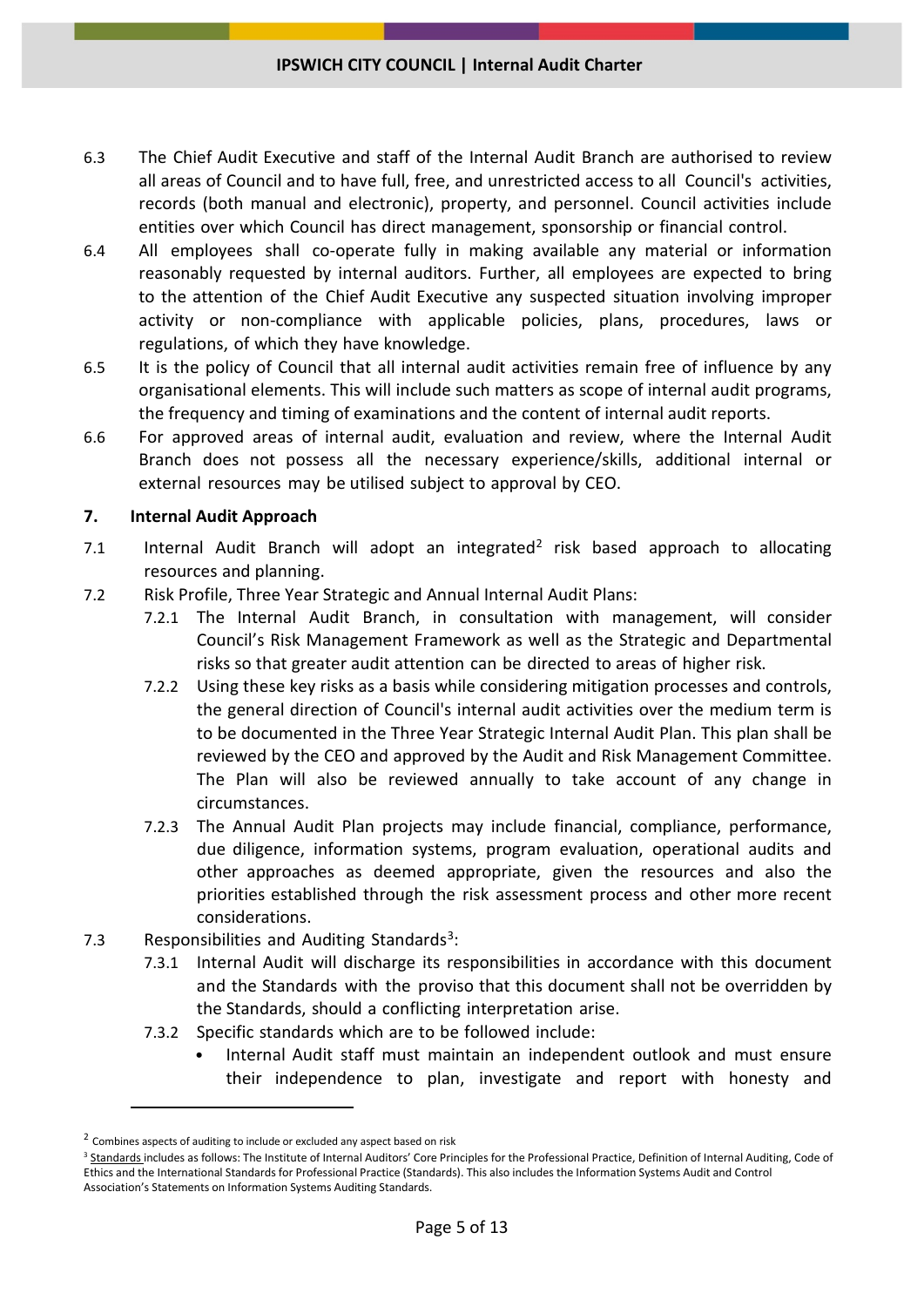6.3 The Chief Audit Executive and staff of the Internal Audit Branch are authorised to review all areas of Council and to have full, free, and unrestricted access to all Council's activities, records (both manual and electronic), property, and personnel. Council activities include entities over which Council has direct management, sponsorship or financial control.

6.4 All employees shall co-operate fully in making available any material or information reasonably requested by internal auditors. Further, all employees are expected to bring to the attention of the Chief Audit Executive any suspected situation involving improper activity or non-compliance with applicable policies, plans, procedures, laws or regulations, of which they have knowledge.

6.5 It is the policy of Council that all internal audit activities remain free of influence by any organisational elements. This will include such matters as scope of internal audit programs, the frequency and timing of examinations and the content of internal audit reports.

6.6 For approved areas of internal audit, evaluation and review, where the Internal Audit Branch does not possess all the necessary experience/skills, additional internal or external resources may be utilised subject to approval by CEO.

## 7. Internal Audit Approach

7.1 Internal Audit Branch will adopt an integrated[2] risk based approach to allocating resources and planning.

7.2 Risk Profile, Three Year Strategic and Annual Internal Audit Plans:

7.2.1 The Internal Audit Branch, in consultation with management, will consider Council's Risk Management Framework as well as the Strategic and Departmental risks so that greater audit attention can be directed to areas of higher risk.

7.2.2 Using these key risks as a basis while considering mitigation processes and controls, the general direction of Council's internal audit activities over the medium term is to be documented in the Three Year Strategic Internal Audit Plan. This plan shall be reviewed by the CEO and approved by the Audit and Risk Management Committee. The Plan will also be reviewed annually to take account of any change in circumstances.

7.2.3 The Annual Audit Plan projects may include financial, compliance, performance, due diligence, information systems, program evaluation, operational audits and other approaches as deemed appropriate, given the resources and also the priorities established through the risk assessment process and other more recent considerations.

7.3 Responsibilities and Auditing Standards[3]:

7.3.1 Internal Audit will discharge its responsibilities in accordance with this document and the Standards with the proviso that this document shall not be overridden by the Standards, should a conflicting interpretation arise.

7.3.2 Specific standards which are to be followed include:

- Internal Audit staff must maintain an independent outlook and must ensure their independence to plan, investigate and report with honesty and

---

[2] Combines aspects of auditing to include or excluded any aspect based on risk

[3] Standards includes as follows: The Institute of Internal Auditors' Core Principles for the Professional Practice, Definition of Internal Auditing, Code of Ethics and the International Standards for Professional Practice (Standards). This also includes the Information Systems Audit and Control Association's Statements on Information Systems Auditing Standards.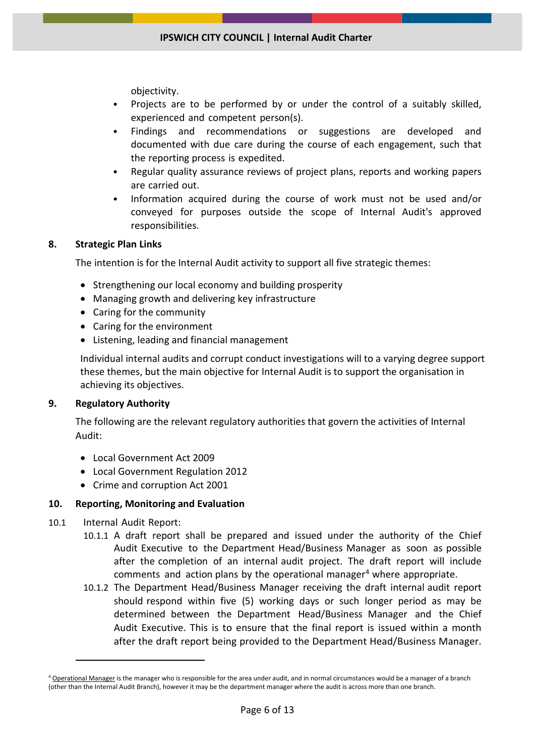objectivity.

- Projects are to be performed by or under the control of a suitably skilled, experienced and competent person(s).
- Findings and recommendations or suggestions are developed and documented with due care during the course of each engagement, such that the reporting process is expedited.
- Regular quality assurance reviews of project plans, reports and working papers are carried out.
- Information acquired during the course of work must not be used and/or conveyed for purposes outside the scope of Internal Audit's approved responsibilities.

## 8. Strategic Plan Links

The intention is for the Internal Audit activity to support all five strategic themes:

- Strengthening our local economy and building prosperity
- Managing growth and delivering key infrastructure
- Caring for the community
- Caring for the environment
- Listening, leading and financial management

Individual internal audits and corrupt conduct investigations will to a varying degree support these themes, but the main objective for Internal Audit is to support the organisation in achieving its objectives.

## 9. Regulatory Authority

The following are the relevant regulatory authorities that govern the activities of Internal Audit:

- Local Government Act 2009
- Local Government Regulation 2012
- Crime and corruption Act 2001

## 10. Reporting, Monitoring and Evaluation

10.1 Internal Audit Report:

10.1.1 A draft report shall be prepared and issued under the authority of the Chief Audit Executive to the Department Head/Business Manager as soon as possible after the completion of an internal audit project. The draft report will include comments and action plans by the operational manager[4] where appropriate.

10.1.2 The Department Head/Business Manager receiving the draft internal audit report should respond within five (5) working days or such longer period as may be determined between the Department Head/Business Manager and the Chief Audit Executive. This is to ensure that the final report is issued within a month after the draft report being provided to the Department Head/Business Manager.

---

[4] Operational Manager is the manager who is responsible for the area under audit, and in normal circumstances would be a manager of a branch (other than the Internal Audit Branch), however it may be the department manager where the audit is across more than one branch.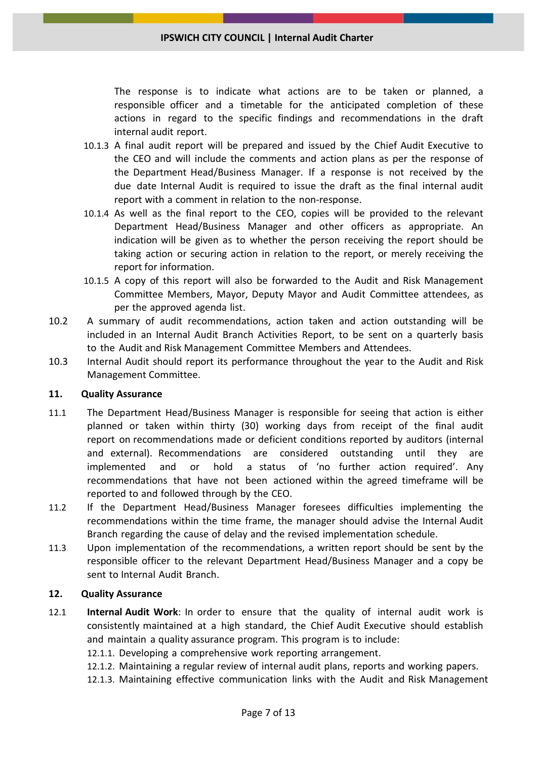The response is to indicate what actions are to be taken or planned, a responsible officer and a timetable for the anticipated completion of these actions in regard to the specific findings and recommendations in the draft internal audit report.

10.1.3 A final audit report will be prepared and issued by the Chief Audit Executive to the CEO and will include the comments and action plans as per the response of the Department Head/Business Manager. If a response is not received by the due date Internal Audit is required to issue the draft as the final internal audit report with a comment in relation to the non-response.

10.1.4 As well as the final report to the CEO, copies will be provided to the relevant Department Head/Business Manager and other officers as appropriate. An indication will be given as to whether the person receiving the report should be taking action or securing action in relation to the report, or merely receiving the report for information.

10.1.5 A copy of this report will also be forwarded to the Audit and Risk Management Committee Members, Mayor, Deputy Mayor and Audit Committee attendees, as per the approved agenda list.

10.2 A summary of audit recommendations, action taken and action outstanding will be included in an Internal Audit Branch Activities Report, to be sent on a quarterly basis to the Audit and Risk Management Committee Members and Attendees.

10.3 Internal Audit should report its performance throughout the year to the Audit and Risk Management Committee.

## 11. Quality Assurance

11.1 The Department Head/Business Manager is responsible for seeing that action is either planned or taken within thirty (30) working days from receipt of the final audit report on recommendations made or deficient conditions reported by auditors (internal and external). Recommendations are considered outstanding until they are implemented and or hold a status of 'no further action required'. Any recommendations that have not been actioned within the agreed timeframe will be reported to and followed through by the CEO.

11.2 If the Department Head/Business Manager foresees difficulties implementing the recommendations within the time frame, the manager should advise the Internal Audit Branch regarding the cause of delay and the revised implementation schedule.

11.3 Upon implementation of the recommendations, a written report should be sent by the responsible officer to the relevant Department Head/Business Manager and a copy be sent to Internal Audit Branch.

## 12. Quality Assurance

12.1 **Internal Audit Work**: In order to ensure that the quality of internal audit work is consistently maintained at a high standard, the Chief Audit Executive should establish and maintain a quality assurance program. This program is to include:

12.1.1. Developing a comprehensive work reporting arrangement.

12.1.2. Maintaining a regular review of internal audit plans, reports and working papers.

12.1.3. Maintaining effective communication links with the Audit and Risk Management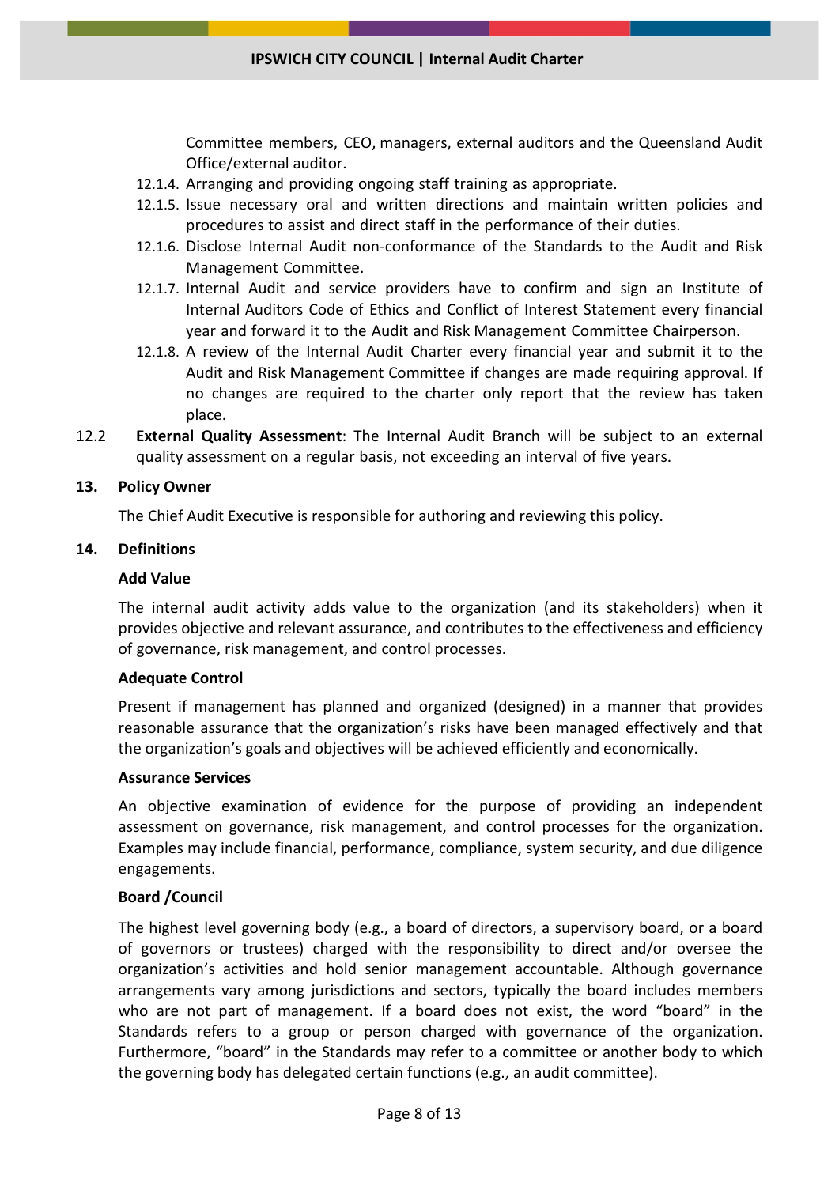Committee members, CEO, managers, external auditors and the Queensland Audit Office/external auditor.

12.1.4. Arranging and providing ongoing staff training as appropriate.

12.1.5. Issue necessary oral and written directions and maintain written policies and procedures to assist and direct staff in the performance of their duties.

12.1.6. Disclose Internal Audit non-conformance of the Standards to the Audit and Risk Management Committee.

12.1.7. Internal Audit and service providers have to confirm and sign an Institute of Internal Auditors Code of Ethics and Conflict of Interest Statement every financial year and forward it to the Audit and Risk Management Committee Chairperson.

12.1.8. A review of the Internal Audit Charter every financial year and submit it to the Audit and Risk Management Committee if changes are made requiring approval. If no changes are required to the charter only report that the review has taken place.

12.2 **External Quality Assessment**: The Internal Audit Branch will be subject to an external quality assessment on a regular basis, not exceeding an interval of five years.

## 13. Policy Owner

The Chief Audit Executive is responsible for authoring and reviewing this policy.

## 14. Definitions

**Add Value**

The internal audit activity adds value to the organization (and its stakeholders) when it provides objective and relevant assurance, and contributes to the effectiveness and efficiency of governance, risk management, and control processes.

**Adequate Control**

Present if management has planned and organized (designed) in a manner that provides reasonable assurance that the organization's risks have been managed effectively and that the organization's goals and objectives will be achieved efficiently and economically.

**Assurance Services**

An objective examination of evidence for the purpose of providing an independent assessment on governance, risk management, and control processes for the organization. Examples may include financial, performance, compliance, system security, and due diligence engagements.

**Board /Council**

The highest level governing body (e.g., a board of directors, a supervisory board, or a board of governors or trustees) charged with the responsibility to direct and/or oversee the organization's activities and hold senior management accountable. Although governance arrangements vary among jurisdictions and sectors, typically the board includes members who are not part of management. If a board does not exist, the word "board" in the Standards refers to a group or person charged with governance of the organization. Furthermore, "board" in the Standards may refer to a committee or another body to which the governing body has delegated certain functions (e.g., an audit committee).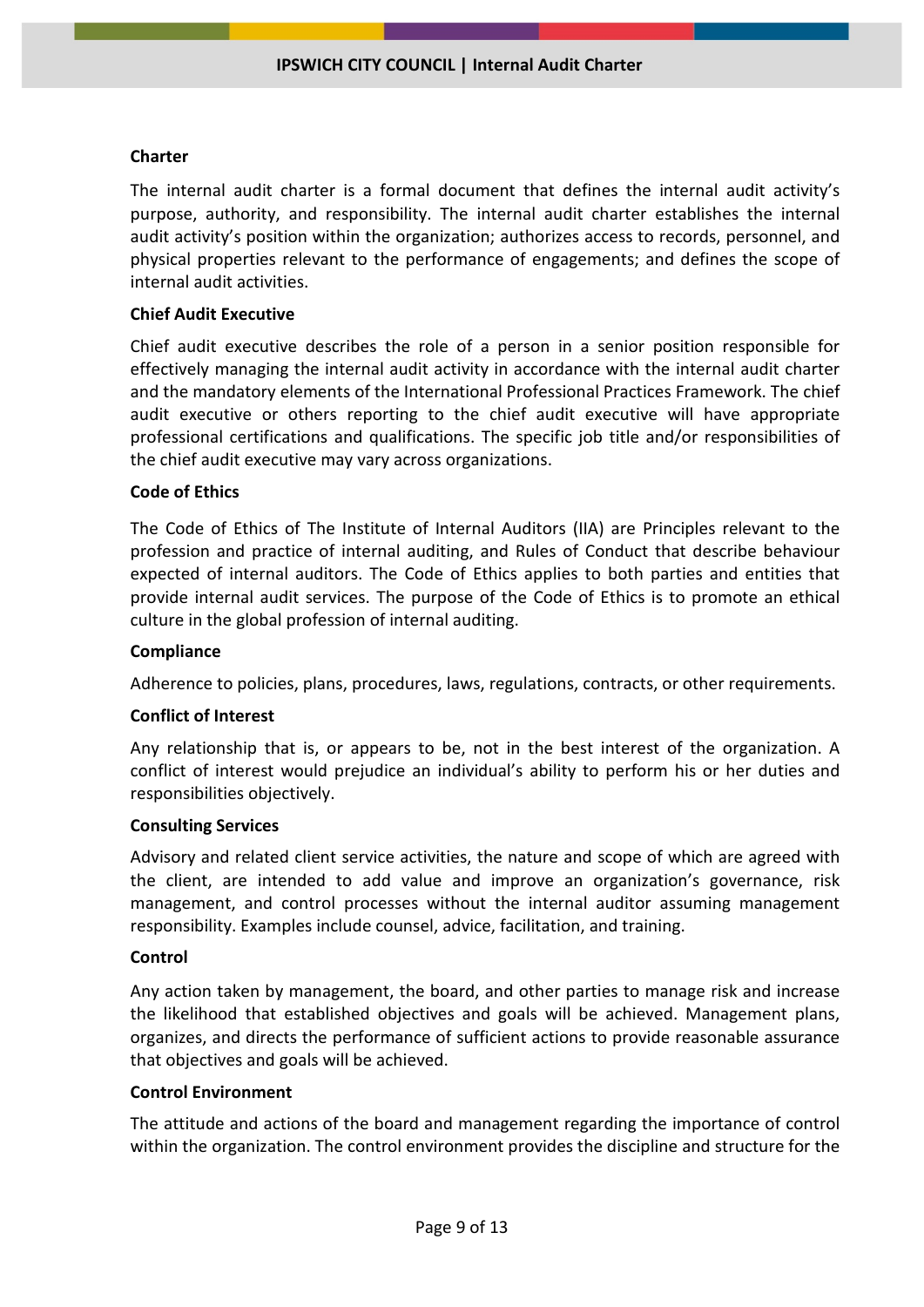**Charter**

The internal audit charter is a formal document that defines the internal audit activity's purpose, authority, and responsibility. The internal audit charter establishes the internal audit activity's position within the organization; authorizes access to records, personnel, and physical properties relevant to the performance of engagements; and defines the scope of internal audit activities.

**Chief Audit Executive**

Chief audit executive describes the role of a person in a senior position responsible for effectively managing the internal audit activity in accordance with the internal audit charter and the mandatory elements of the International Professional Practices Framework. The chief audit executive or others reporting to the chief audit executive will have appropriate professional certifications and qualifications. The specific job title and/or responsibilities of the chief audit executive may vary across organizations.

**Code of Ethics**

The Code of Ethics of The Institute of Internal Auditors (IIA) are Principles relevant to the profession and practice of internal auditing, and Rules of Conduct that describe behaviour expected of internal auditors. The Code of Ethics applies to both parties and entities that provide internal audit services. The purpose of the Code of Ethics is to promote an ethical culture in the global profession of internal auditing.

**Compliance**

Adherence to policies, plans, procedures, laws, regulations, contracts, or other requirements.

**Conflict of Interest**

Any relationship that is, or appears to be, not in the best interest of the organization. A conflict of interest would prejudice an individual's ability to perform his or her duties and responsibilities objectively.

**Consulting Services**

Advisory and related client service activities, the nature and scope of which are agreed with the client, are intended to add value and improve an organization's governance, risk management, and control processes without the internal auditor assuming management responsibility. Examples include counsel, advice, facilitation, and training.

**Control**

Any action taken by management, the board, and other parties to manage risk and increase the likelihood that established objectives and goals will be achieved. Management plans, organizes, and directs the performance of sufficient actions to provide reasonable assurance that objectives and goals will be achieved.

**Control Environment**

The attitude and actions of the board and management regarding the importance of control within the organization. The control environment provides the discipline and structure for the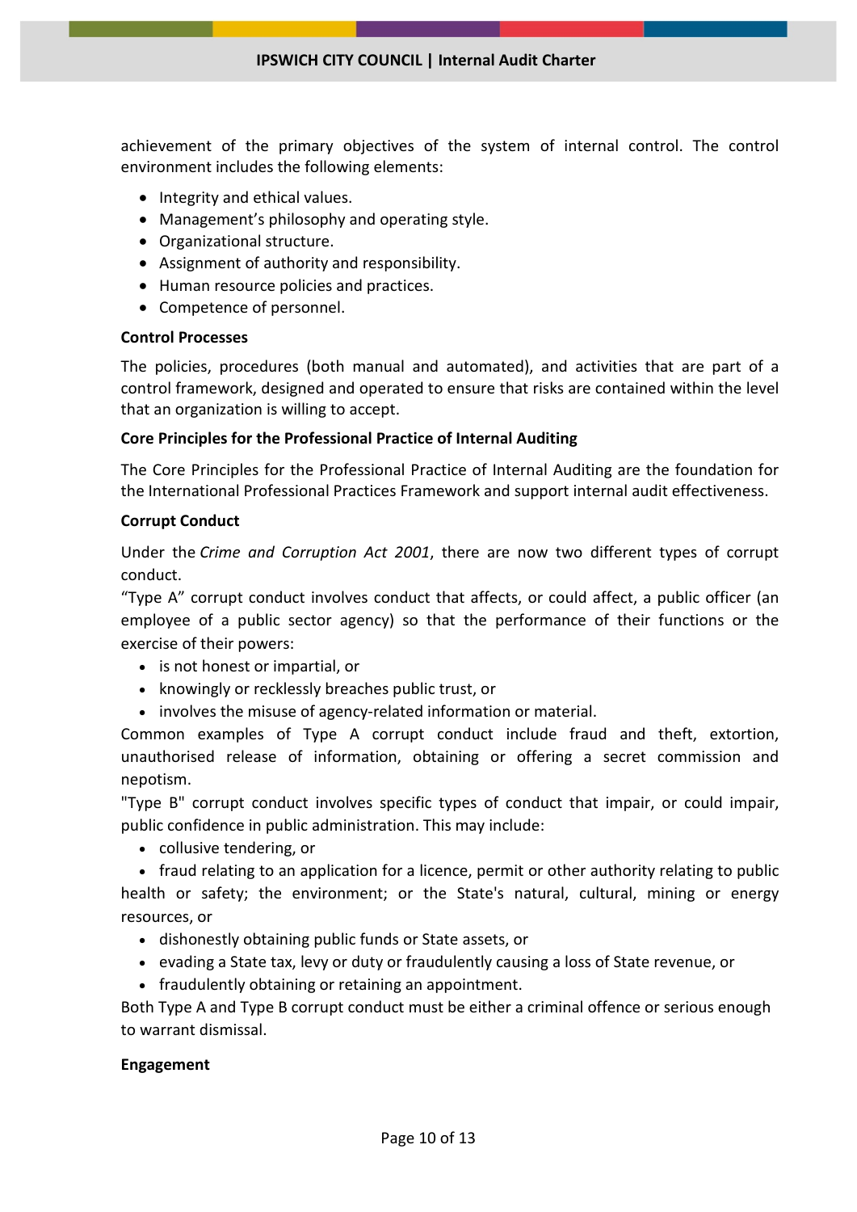achievement of the primary objectives of the system of internal control. The control environment includes the following elements:

- Integrity and ethical values.
- Management's philosophy and operating style.
- Organizational structure.
- Assignment of authority and responsibility.
- Human resource policies and practices.
- Competence of personnel.

**Control Processes**

The policies, procedures (both manual and automated), and activities that are part of a control framework, designed and operated to ensure that risks are contained within the level that an organization is willing to accept.

**Core Principles for the Professional Practice of Internal Auditing**

The Core Principles for the Professional Practice of Internal Auditing are the foundation for the International Professional Practices Framework and support internal audit effectiveness.

**Corrupt Conduct**

Under the *Crime and Corruption Act 2001*, there are now two different types of corrupt conduct.

"Type A" corrupt conduct involves conduct that affects, or could affect, a public officer (an employee of a public sector agency) so that the performance of their functions or the exercise of their powers:

- is not honest or impartial, or
- knowingly or recklessly breaches public trust, or
- involves the misuse of agency-related information or material.

Common examples of Type A corrupt conduct include fraud and theft, extortion, unauthorised release of information, obtaining or offering a secret commission and nepotism.

"Type B" corrupt conduct involves specific types of conduct that impair, or could impair, public confidence in public administration. This may include:

- collusive tendering, or
- fraud relating to an application for a licence, permit or other authority relating to public health or safety; the environment; or the State's natural, cultural, mining or energy resources, or
- dishonestly obtaining public funds or State assets, or
- evading a State tax, levy or duty or fraudulently causing a loss of State revenue, or
- fraudulently obtaining or retaining an appointment.

Both Type A and Type B corrupt conduct must be either a criminal offence or serious enough to warrant dismissal.

**Engagement**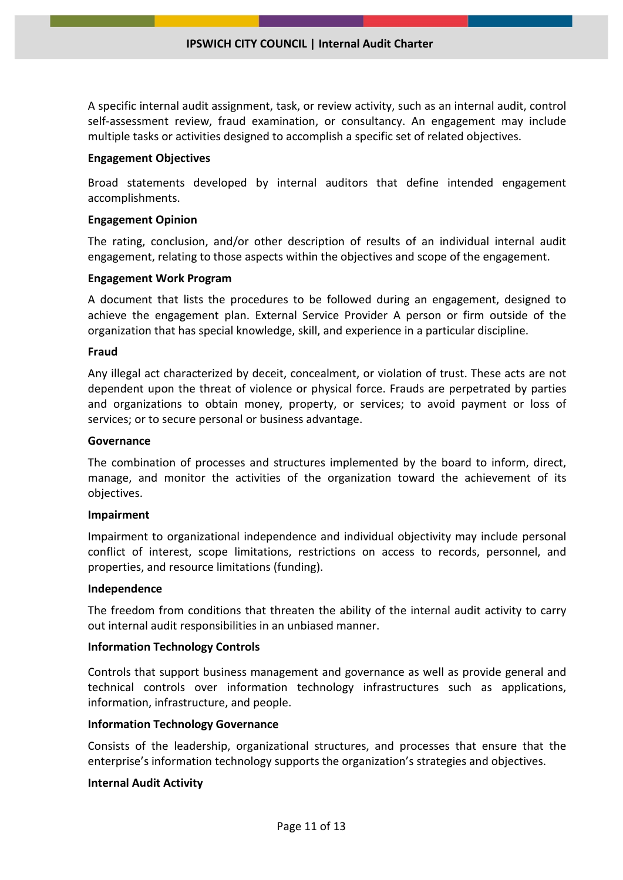A specific internal audit assignment, task, or review activity, such as an internal audit, control self-assessment review, fraud examination, or consultancy. An engagement may include multiple tasks or activities designed to accomplish a specific set of related objectives.

**Engagement Objectives**

Broad statements developed by internal auditors that define intended engagement accomplishments.

**Engagement Opinion**

The rating, conclusion, and/or other description of results of an individual internal audit engagement, relating to those aspects within the objectives and scope of the engagement.

**Engagement Work Program**

A document that lists the procedures to be followed during an engagement, designed to achieve the engagement plan. External Service Provider A person or firm outside of the organization that has special knowledge, skill, and experience in a particular discipline.

**Fraud**

Any illegal act characterized by deceit, concealment, or violation of trust. These acts are not dependent upon the threat of violence or physical force. Frauds are perpetrated by parties and organizations to obtain money, property, or services; to avoid payment or loss of services; or to secure personal or business advantage.

**Governance**

The combination of processes and structures implemented by the board to inform, direct, manage, and monitor the activities of the organization toward the achievement of its objectives.

**Impairment**

Impairment to organizational independence and individual objectivity may include personal conflict of interest, scope limitations, restrictions on access to records, personnel, and properties, and resource limitations (funding).

**Independence**

The freedom from conditions that threaten the ability of the internal audit activity to carry out internal audit responsibilities in an unbiased manner.

**Information Technology Controls**

Controls that support business management and governance as well as provide general and technical controls over information technology infrastructures such as applications, information, infrastructure, and people.

**Information Technology Governance**

Consists of the leadership, organizational structures, and processes that ensure that the enterprise's information technology supports the organization's strategies and objectives.

**Internal Audit Activity**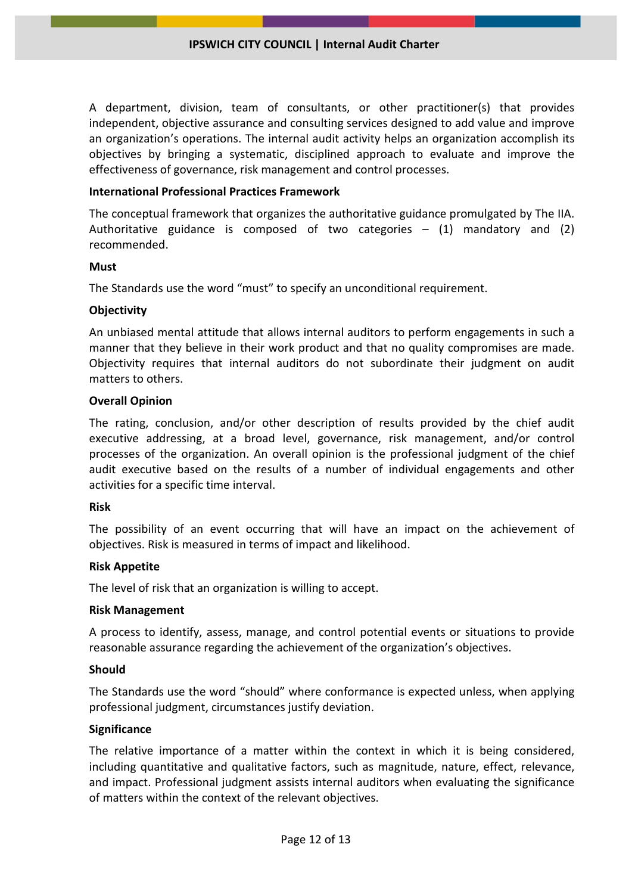A department, division, team of consultants, or other practitioner(s) that provides independent, objective assurance and consulting services designed to add value and improve an organization's operations. The internal audit activity helps an organization accomplish its objectives by bringing a systematic, disciplined approach to evaluate and improve the effectiveness of governance, risk management and control processes.

**International Professional Practices Framework**

The conceptual framework that organizes the authoritative guidance promulgated by The IIA. Authoritative guidance is composed of two categories – (1) mandatory and (2) recommended.

**Must**

The Standards use the word "must" to specify an unconditional requirement.

**Objectivity**

An unbiased mental attitude that allows internal auditors to perform engagements in such a manner that they believe in their work product and that no quality compromises are made. Objectivity requires that internal auditors do not subordinate their judgment on audit matters to others.

**Overall Opinion**

The rating, conclusion, and/or other description of results provided by the chief audit executive addressing, at a broad level, governance, risk management, and/or control processes of the organization. An overall opinion is the professional judgment of the chief audit executive based on the results of a number of individual engagements and other activities for a specific time interval.

**Risk**

The possibility of an event occurring that will have an impact on the achievement of objectives. Risk is measured in terms of impact and likelihood.

**Risk Appetite**

The level of risk that an organization is willing to accept.

**Risk Management**

A process to identify, assess, manage, and control potential events or situations to provide reasonable assurance regarding the achievement of the organization's objectives.

**Should**

The Standards use the word "should" where conformance is expected unless, when applying professional judgment, circumstances justify deviation.

**Significance**

The relative importance of a matter within the context in which it is being considered, including quantitative and qualitative factors, such as magnitude, nature, effect, relevance, and impact. Professional judgment assists internal auditors when evaluating the significance of matters within the context of the relevant objectives.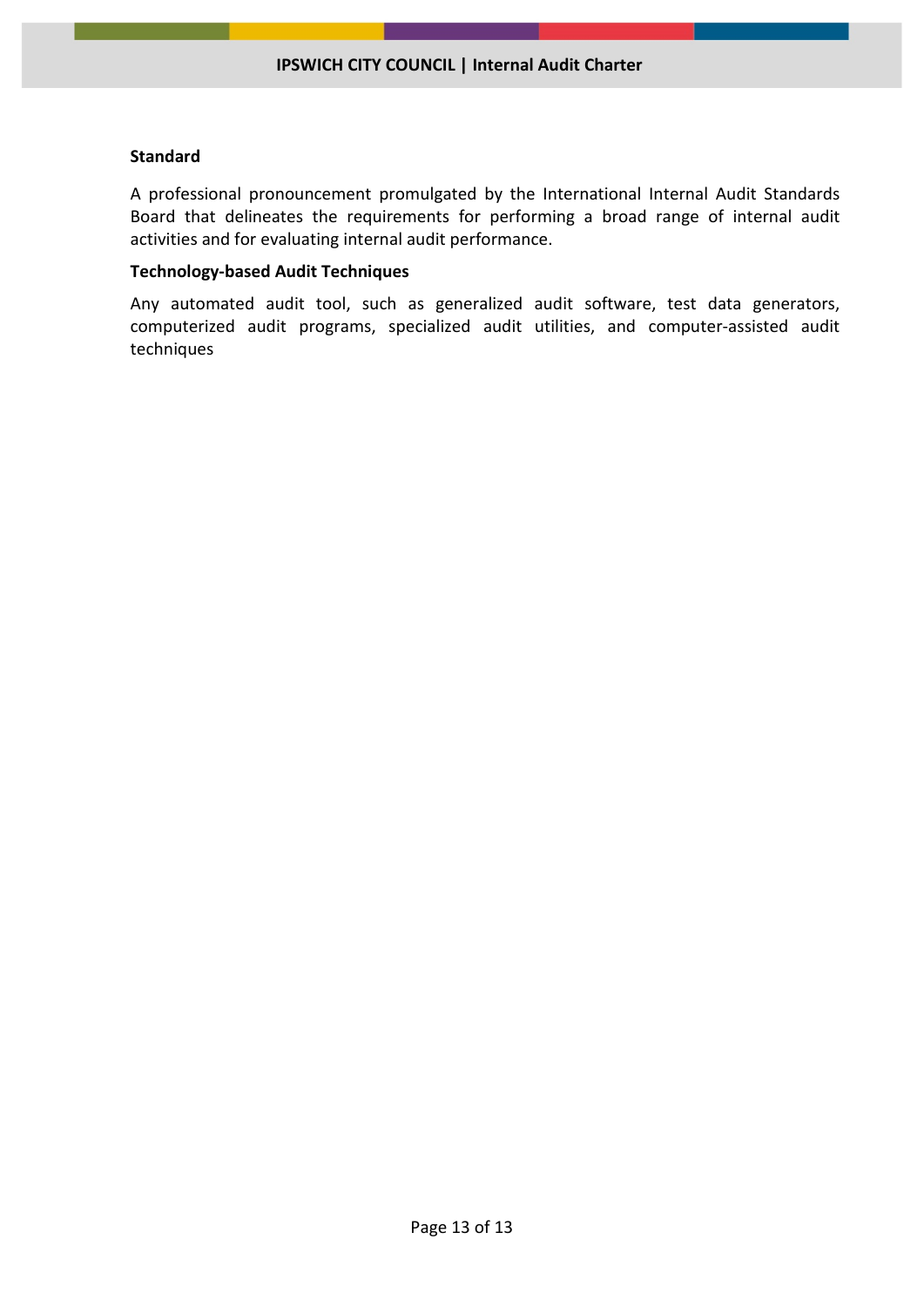**Standard**

A professional pronouncement promulgated by the International Internal Audit Standards Board that delineates the requirements for performing a broad range of internal audit activities and for evaluating internal audit performance.

**Technology-based Audit Techniques**

Any automated audit tool, such as generalized audit software, test data generators, computerized audit programs, specialized audit utilities, and computer-assisted audit techniques